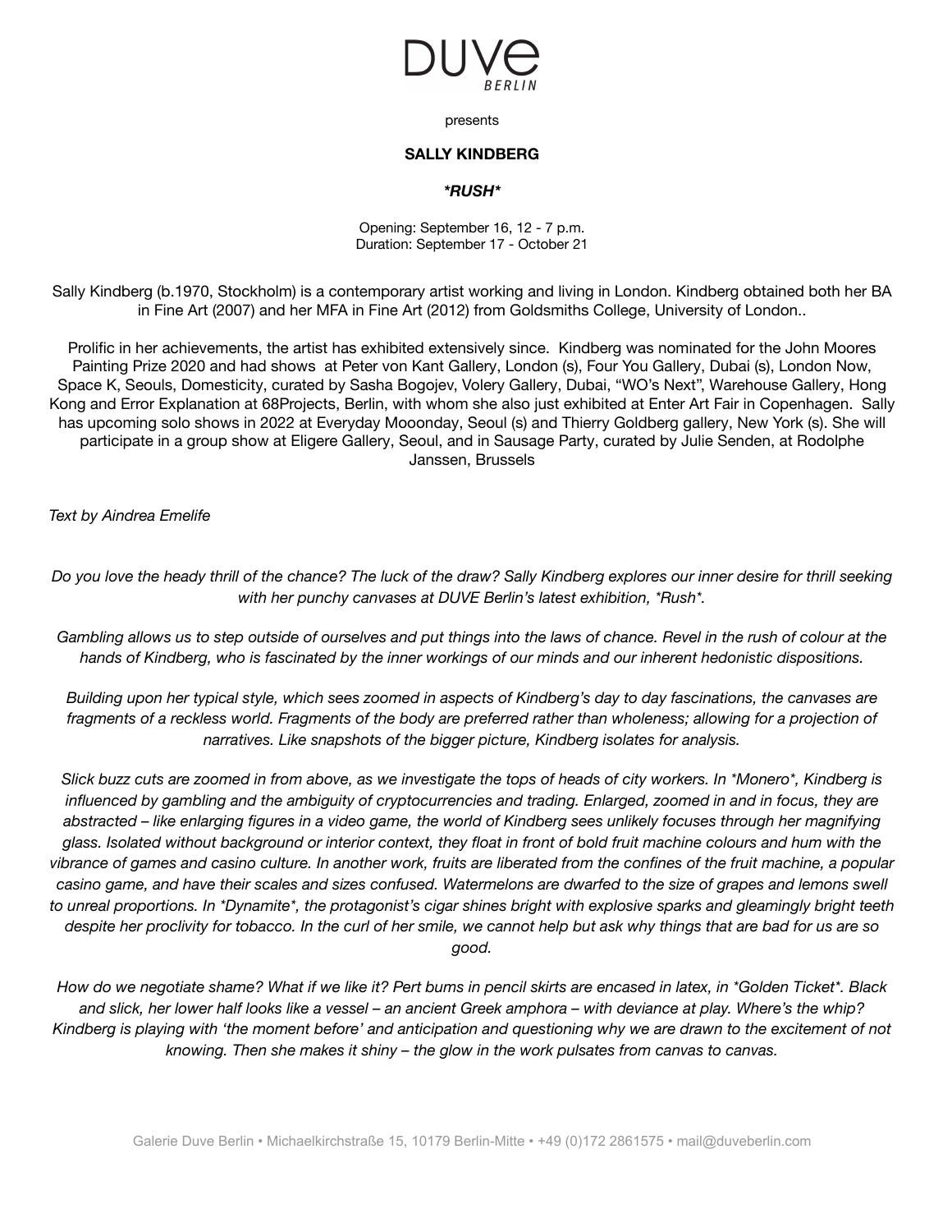DUVE BERLIN

presents

**SALLY KINDBERG**

***RUSH***

Opening: September 16, 12 - 7 p.m.
Duration: September 17 - October 21

Sally Kindberg (b.1970, Stockholm) is a contemporary artist working and living in London. Kindberg obtained both her BA in Fine Art (2007) and her MFA in Fine Art (2012) from Goldsmiths College, University of London..

Prolific in her achievements, the artist has exhibited extensively since. Kindberg was nominated for the John Moores Painting Prize 2020 and had shows at Peter von Kant Gallery, London (s), Four You Gallery, Dubai (s), London Now, Space K, Seouls, Domesticity, curated by Sasha Bogojev, Volery Gallery, Dubai, "WO's Next", Warehouse Gallery, Hong Kong and Error Explanation at 68Projects, Berlin, with whom she also just exhibited at Enter Art Fair in Copenhagen. Sally has upcoming solo shows in 2022 at Everyday Mooonday, Seoul (s) and Thierry Goldberg gallery, New York (s). She will participate in a group show at Eligere Gallery, Seoul, and in Sausage Party, curated by Julie Senden, at Rodolphe Janssen, Brussels

*Text by Aindrea Emelife*

*Do you love the heady thrill of the chance? The luck of the draw? Sally Kindberg explores our inner desire for thrill seeking with her punchy canvases at DUVE Berlin's latest exhibition, *Rush*.*

*Gambling allows us to step outside of ourselves and put things into the laws of chance. Revel in the rush of colour at the hands of Kindberg, who is fascinated by the inner workings of our minds and our inherent hedonistic dispositions.*

*Building upon her typical style, which sees zoomed in aspects of Kindberg's day to day fascinations, the canvases are fragments of a reckless world. Fragments of the body are preferred rather than wholeness; allowing for a projection of narratives. Like snapshots of the bigger picture, Kindberg isolates for analysis.*

*Slick buzz cuts are zoomed in from above, as we investigate the tops of heads of city workers. In *Monero*, Kindberg is influenced by gambling and the ambiguity of cryptocurrencies and trading. Enlarged, zoomed in and in focus, they are abstracted – like enlarging figures in a video game, the world of Kindberg sees unlikely focuses through her magnifying glass. Isolated without background or interior context, they float in front of bold fruit machine colours and hum with the vibrance of games and casino culture. In another work, fruits are liberated from the confines of the fruit machine, a popular casino game, and have their scales and sizes confused. Watermelons are dwarfed to the size of grapes and lemons swell to unreal proportions. In *Dynamite*, the protagonist's cigar shines bright with explosive sparks and gleamingly bright teeth despite her proclivity for tobacco. In the curl of her smile, we cannot help but ask why things that are bad for us are so good.*

*How do we negotiate shame? What if we like it? Pert bums in pencil skirts are encased in latex, in *Golden Ticket*. Black and slick, her lower half looks like a vessel – an ancient Greek amphora – with deviance at play. Where's the whip? Kindberg is playing with 'the moment before' and anticipation and questioning why we are drawn to the excitement of not knowing. Then she makes it shiny – the glow in the work pulsates from canvas to canvas.*

Galerie Duve Berlin • Michaelkirchstraße 15, 10179 Berlin-Mitte • +49 (0)172 2861575 • mail@duveberlin.com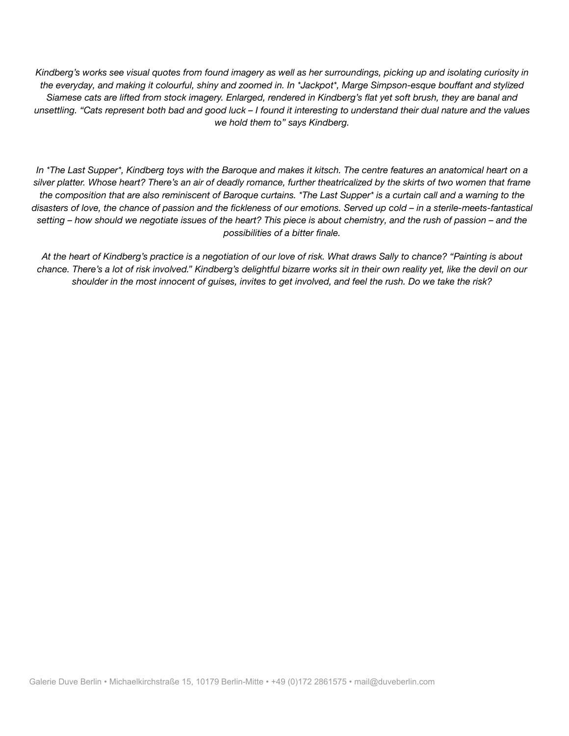*Kindberg's works see visual quotes from found imagery as well as her surroundings, picking up and isolating curiosity in the everyday, and making it colourful, shiny and zoomed in. In *Jackpot*, Marge Simpson-esque bouffant and stylized Siamese cats are lifted from stock imagery. Enlarged, rendered in Kindberg's flat yet soft brush, they are banal and unsettling. "Cats represent both bad and good luck – I found it interesting to understand their dual nature and the values we hold them to" says Kindberg.*

*In *The Last Supper*, Kindberg toys with the Baroque and makes it kitsch. The centre features an anatomical heart on a silver platter. Whose heart? There's an air of deadly romance, further theatricalized by the skirts of two women that frame the composition that are also reminiscent of Baroque curtains. *The Last Supper* is a curtain call and a warning to the disasters of love, the chance of passion and the fickleness of our emotions. Served up cold – in a sterile-meets-fantastical setting – how should we negotiate issues of the heart? This piece is about chemistry, and the rush of passion – and the possibilities of a bitter finale.*

*At the heart of Kindberg's practice is a negotiation of our love of risk. What draws Sally to chance? "Painting is about chance. There's a lot of risk involved." Kindberg's delightful bizarre works sit in their own reality yet, like the devil on our shoulder in the most innocent of guises, invites to get involved, and feel the rush. Do we take the risk?*

Galerie Duve Berlin • Michaelkirchstraße 15, 10179 Berlin-Mitte • +49 (0)172 2861575 • mail@duveberlin.com